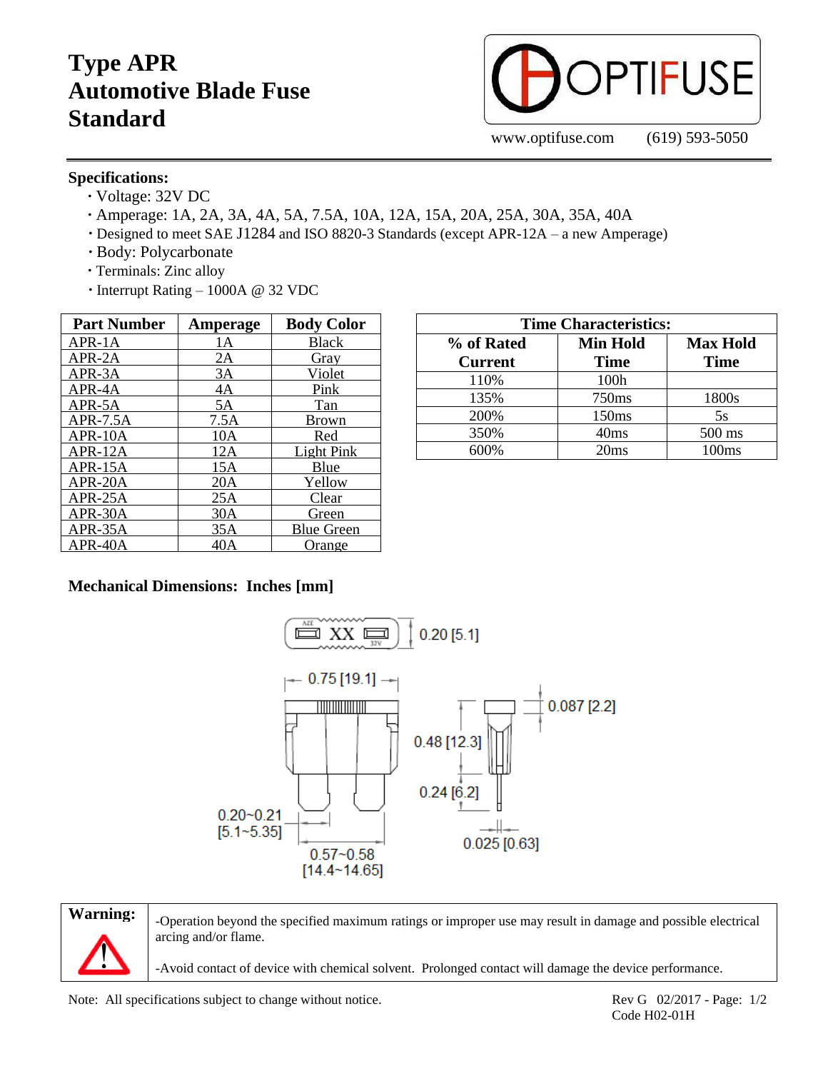# Type APR
# Automotive Blade Fuse
# Standard

OPTIFUSE

www.optifuse.com (619) 593-5050

**Specifications:**

- Voltage: 32V DC
- Amperage: 1A, 2A, 3A, 4A, 5A, 7.5A, 10A, 12A, 15A, 20A, 25A, 30A, 35A, 40A
- Designed to meet SAE J1284 and ISO 8820-3 Standards (except APR-12A – a new Amperage)
- Body: Polycarbonate
- Terminals: Zinc alloy
- Interrupt Rating – 1000A @ 32 VDC

| Part Number | Amperage | Body Color |
|---|---|---|
| APR-1A | 1A | Black |
| APR-2A | 2A | Gray |
| APR-3A | 3A | Violet |
| APR-4A | 4A | Pink |
| APR-5A | 5A | Tan |
| APR-7.5A | 7.5A | Brown |
| APR-10A | 10A | Red |
| APR-12A | 12A | Light Pink |
| APR-15A | 15A | Blue |
| APR-20A | 20A | Yellow |
| APR-25A | 25A | Clear |
| APR-30A | 30A | Green |
| APR-35A | 35A | Blue Green |
| APR-40A | 40A | Orange |

| Time Characteristics: | | |
|---|---|---|
| % of Rated Current | Min Hold Time | Max Hold Time |
| 110% | 100h | |
| 135% | 750ms | 1800s |
| 200% | 150ms | 5s |
| 350% | 40ms | 500 ms |
| 600% | 20ms | 100ms |

**Mechanical Dimensions: Inches [mm]**

XX
32V
0.20 [5.1]
0.75 [19.1]
0.087 [2.2]
0.48 [12.3]
0.24 [6.2]
0.20~0.21
[5.1~5.35]
0.57~0.58
[14.4~14.65]
0.025 [0.63]

**Warning:**

-Operation beyond the specified maximum ratings or improper use may result in damage and possible electrical arcing and/or flame.

-Avoid contact of device with chemical solvent. Prolonged contact will damage the device performance.

Note: All specifications subject to change without notice.

Rev G 02/2017
Code H02-01H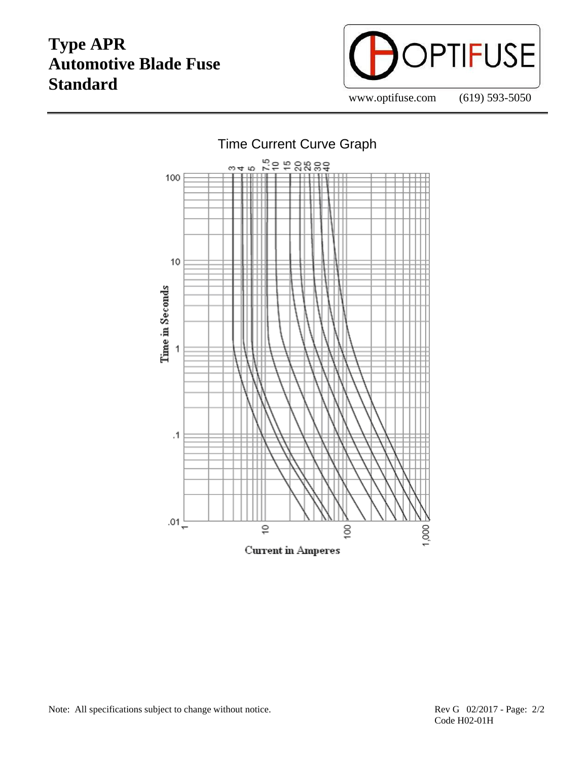# Type APR Automotive Blade Fuse Standard

OPTIFUSE

www.optifuse.com (619) 593-5050

Time Current Curve Graph

3 4 5 7.5 10 15 20 25 30 40

Time in Seconds

100

10

1

.1

.01

Current in Amperes

1

10

100

1,000

Note: All specifications subject to change without notice.

Rev G 02/2017 - Page: 2/2
Code H02-01H